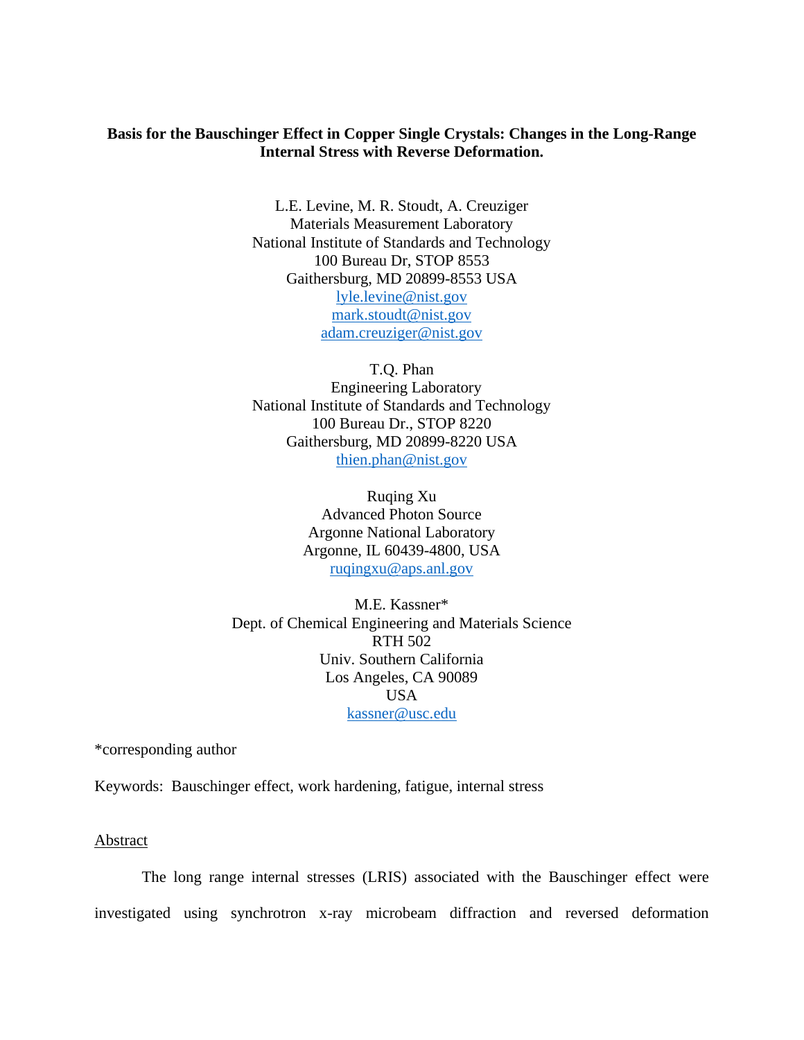**Basis for the Bauschinger Effect in Copper Single Crystals: Changes in the Long-Range Internal Stress with Reverse Deformation.**

L.E. Levine, M. R. Stoudt, A. Creuziger
Materials Measurement Laboratory
National Institute of Standards and Technology
100 Bureau Dr, STOP 8553
Gaithersburg, MD 20899-8553 USA
lyle.levine@nist.gov
mark.stoudt@nist.gov
adam.creuziger@nist.gov

T.Q. Phan
Engineering Laboratory
National Institute of Standards and Technology
100 Bureau Dr., STOP 8220
Gaithersburg, MD 20899-8220 USA
thien.phan@nist.gov

Ruqing Xu
Advanced Photon Source
Argonne National Laboratory
Argonne, IL 60439-4800, USA
ruqingxu@aps.anl.gov

M.E. Kassner*
Dept. of Chemical Engineering and Materials Science
RTH 502
Univ. Southern California
Los Angeles, CA 90089
USA
kassner@usc.edu

*corresponding author

Keywords: Bauschinger effect, work hardening, fatigue, internal stress

## Abstract

The long range internal stresses (LRIS) associated with the Bauschinger effect were investigated using synchrotron x-ray microbeam diffraction and reversed deformation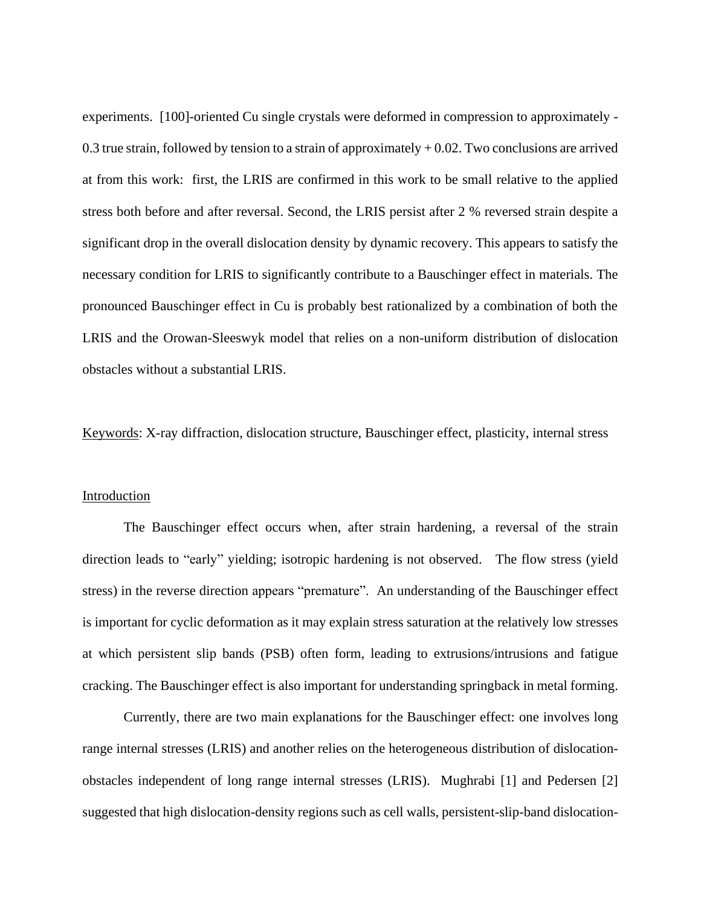experiments. [100]-oriented Cu single crystals were deformed in compression to approximately -0.3 true strain, followed by tension to a strain of approximately + 0.02. Two conclusions are arrived at from this work: first, the LRIS are confirmed in this work to be small relative to the applied stress both before and after reversal. Second, the LRIS persist after 2 % reversed strain despite a significant drop in the overall dislocation density by dynamic recovery. This appears to satisfy the necessary condition for LRIS to significantly contribute to a Bauschinger effect in materials. The pronounced Bauschinger effect in Cu is probably best rationalized by a combination of both the LRIS and the Orowan-Sleeswyk model that relies on a non-uniform distribution of dislocation obstacles without a substantial LRIS.

Keywords: X-ray diffraction, dislocation structure, Bauschinger effect, plasticity, internal stress

## Introduction

The Bauschinger effect occurs when, after strain hardening, a reversal of the strain direction leads to "early" yielding; isotropic hardening is not observed. The flow stress (yield stress) in the reverse direction appears "premature". An understanding of the Bauschinger effect is important for cyclic deformation as it may explain stress saturation at the relatively low stresses at which persistent slip bands (PSB) often form, leading to extrusions/intrusions and fatigue cracking. The Bauschinger effect is also important for understanding springback in metal forming.

Currently, there are two main explanations for the Bauschinger effect: one involves long range internal stresses (LRIS) and another relies on the heterogeneous distribution of dislocation-obstacles independent of long range internal stresses (LRIS). Mughrabi [1] and Pedersen [2] suggested that high dislocation-density regions such as cell walls, persistent-slip-band dislocation-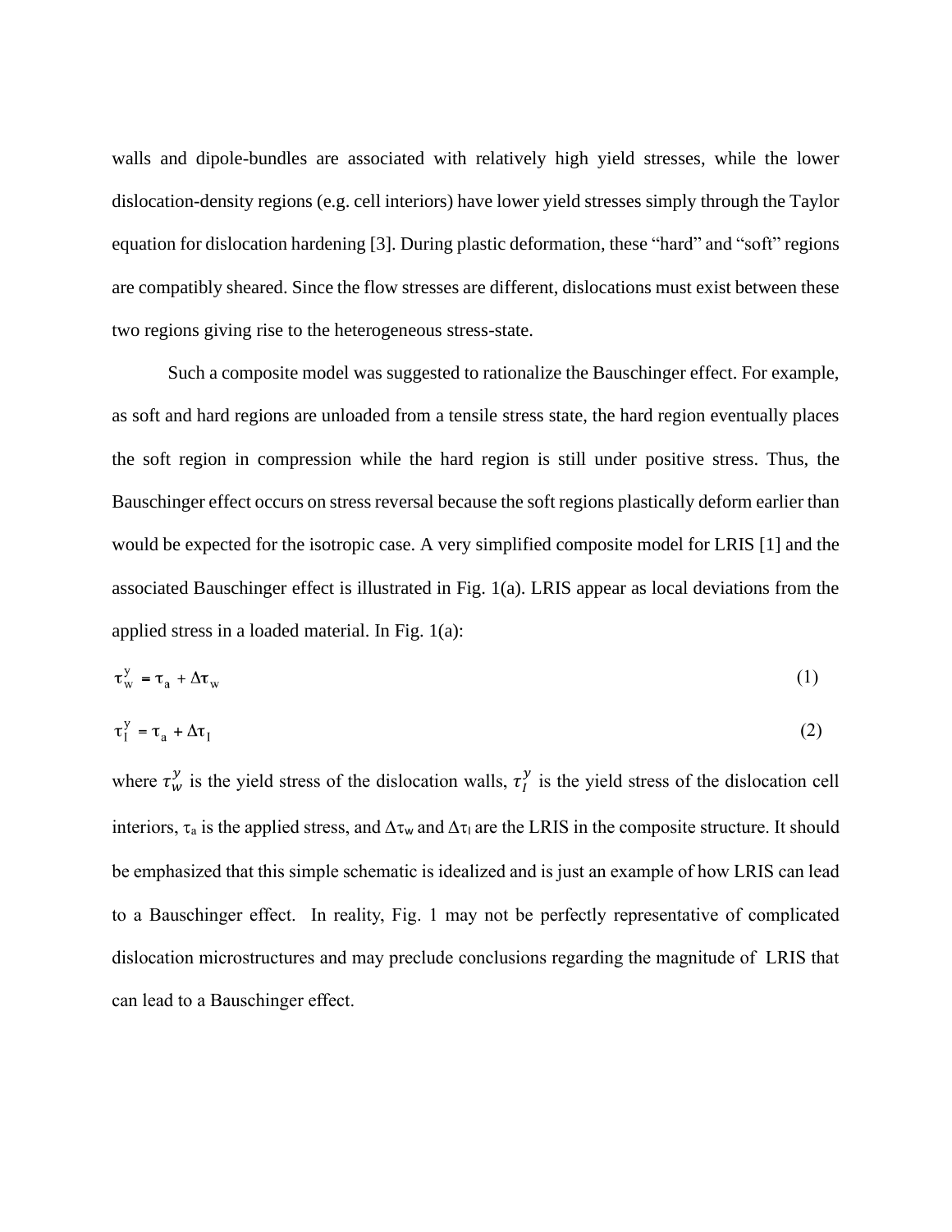walls and dipole-bundles are associated with relatively high yield stresses, while the lower dislocation-density regions (e.g. cell interiors) have lower yield stresses simply through the Taylor equation for dislocation hardening [3]. During plastic deformation, these "hard" and "soft" regions are compatibly sheared. Since the flow stresses are different, dislocations must exist between these two regions giving rise to the heterogeneous stress-state.

Such a composite model was suggested to rationalize the Bauschinger effect. For example, as soft and hard regions are unloaded from a tensile stress state, the hard region eventually places the soft region in compression while the hard region is still under positive stress. Thus, the Bauschinger effect occurs on stress reversal because the soft regions plastically deform earlier than would be expected for the isotropic case. A very simplified composite model for LRIS [1] and the associated Bauschinger effect is illustrated in Fig. 1(a). LRIS appear as local deviations from the applied stress in a loaded material. In Fig. 1(a):

$$\tau_w^y = \tau_a + \Delta\tau_w \tag{1}$$

$$\tau_I^y = \tau_a + \Delta\tau_I \tag{2}$$

where $\tau_w^y$ is the yield stress of the dislocation walls, $\tau_I^y$ is the yield stress of the dislocation cell interiors, $\tau_a$ is the applied stress, and $\Delta\tau_w$ and $\Delta\tau_I$ are the LRIS in the composite structure. It should be emphasized that this simple schematic is idealized and is just an example of how LRIS can lead to a Bauschinger effect. In reality, Fig. 1 may not be perfectly representative of complicated dislocation microstructures and may preclude conclusions regarding the magnitude of LRIS that can lead to a Bauschinger effect.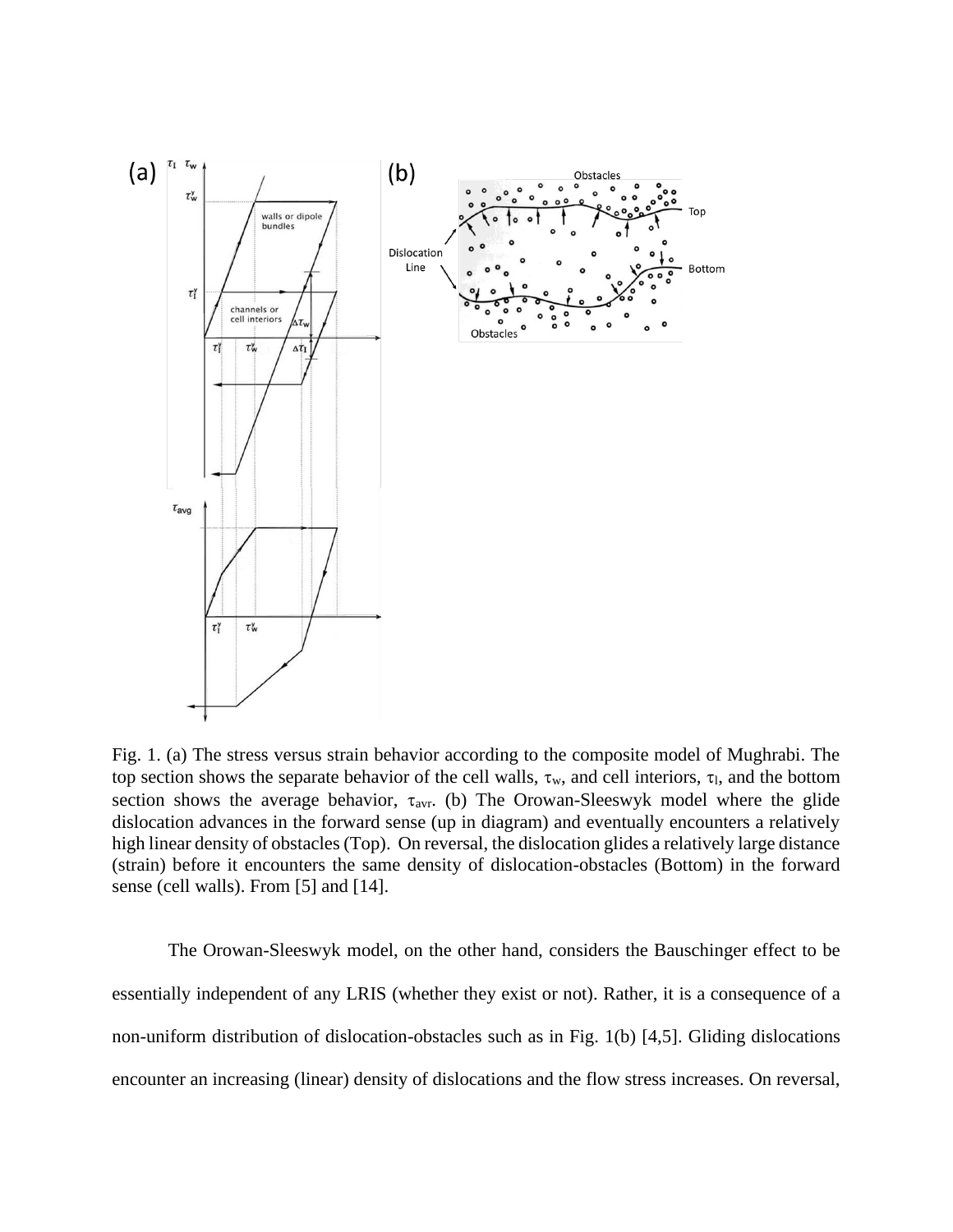Fig. 1. (a) The stress versus strain behavior according to the composite model of Mughrabi. The top section shows the separate behavior of the cell walls, $\tau_w$, and cell interiors, $\tau_I$, and the bottom section shows the average behavior, $\tau_{avr}$. (b) The Orowan-Sleeswyk model where the glide dislocation advances in the forward sense (up in diagram) and eventually encounters a relatively high linear density of obstacles (Top). On reversal, the dislocation glides a relatively large distance (strain) before it encounters the same density of dislocation-obstacles (Bottom) in the forward sense (cell walls). From [5] and [14].

The Orowan-Sleeswyk model, on the other hand, considers the Bauschinger effect to be essentially independent of any LRIS (whether they exist or not). Rather, it is a consequence of a non-uniform distribution of dislocation-obstacles such as in Fig. 1(b) [4,5]. Gliding dislocations encounter an increasing (linear) density of dislocations and the flow stress increases. On reversal,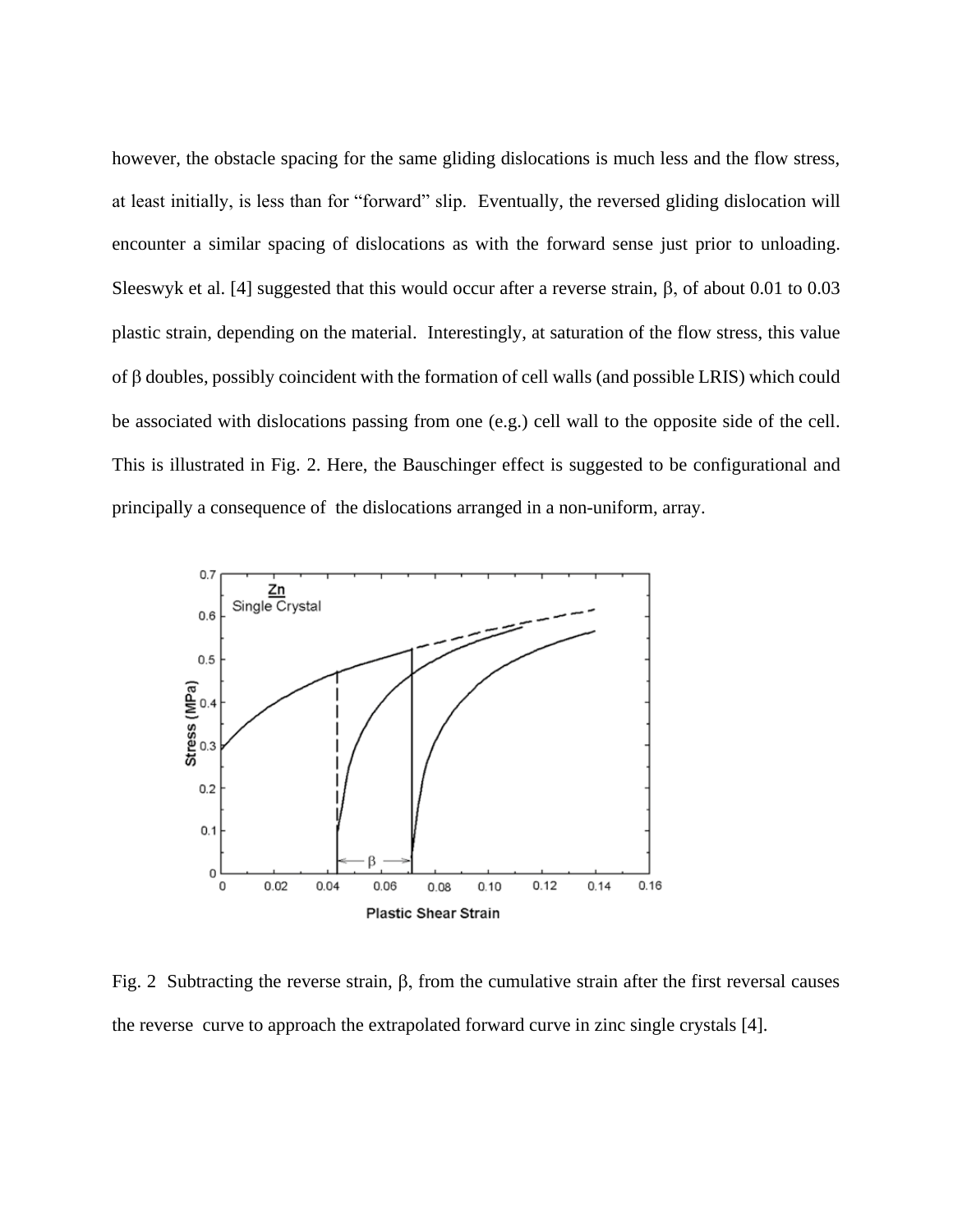however, the obstacle spacing for the same gliding dislocations is much less and the flow stress, at least initially, is less than for "forward" slip. Eventually, the reversed gliding dislocation will encounter a similar spacing of dislocations as with the forward sense just prior to unloading. Sleeswyk et al. [4] suggested that this would occur after a reverse strain, β, of about 0.01 to 0.03 plastic strain, depending on the material. Interestingly, at saturation of the flow stress, this value of β doubles, possibly coincident with the formation of cell walls (and possible LRIS) which could be associated with dislocations passing from one (e.g.) cell wall to the opposite side of the cell. This is illustrated in Fig. 2. Here, the Bauschinger effect is suggested to be configurational and principally a consequence of the dislocations arranged in a non-uniform, array.

Fig. 2 Subtracting the reverse strain, β, from the cumulative strain after the first reversal causes the reverse curve to approach the extrapolated forward curve in zinc single crystals [4].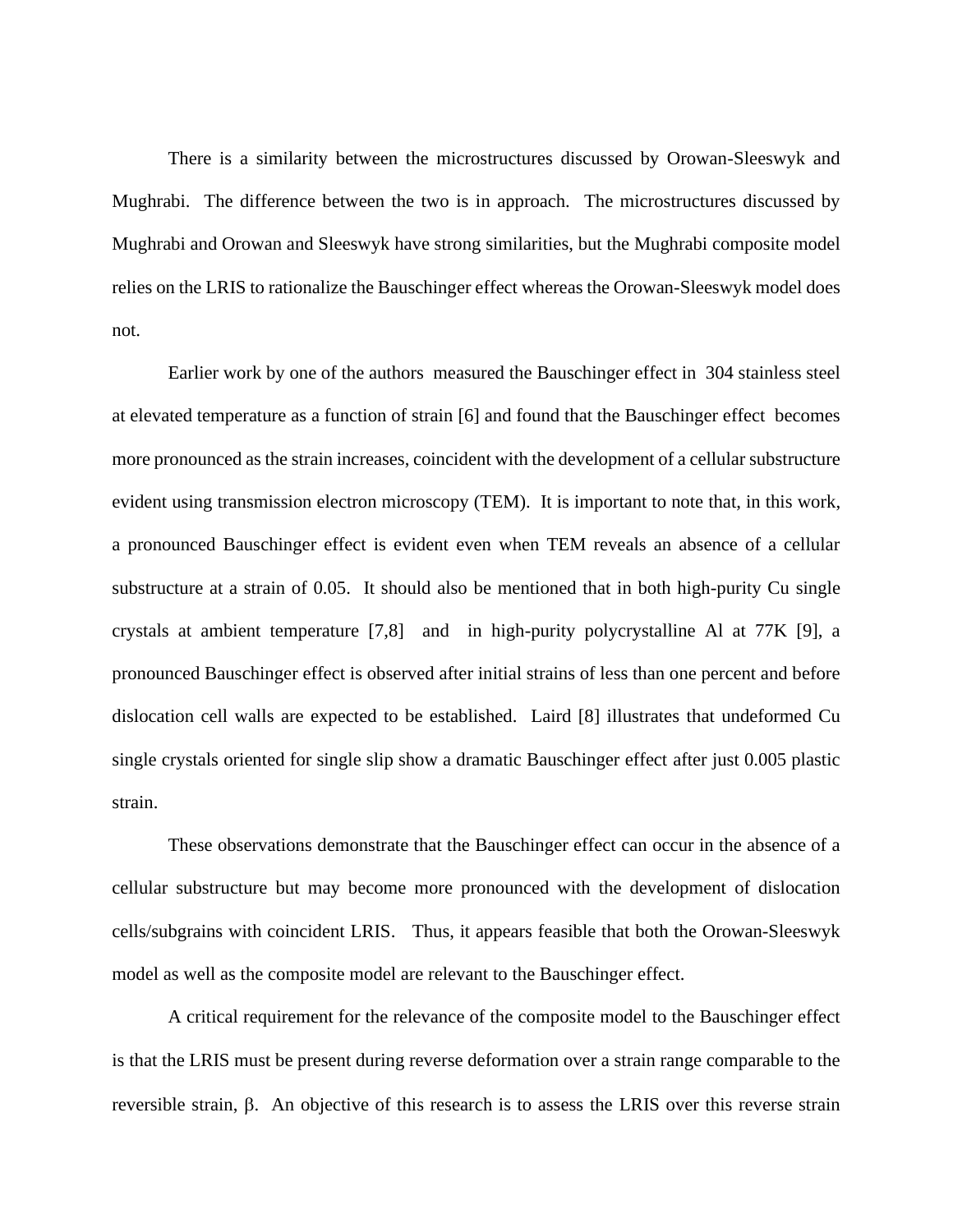There is a similarity between the microstructures discussed by Orowan-Sleeswyk and Mughrabi. The difference between the two is in approach. The microstructures discussed by Mughrabi and Orowan and Sleeswyk have strong similarities, but the Mughrabi composite model relies on the LRIS to rationalize the Bauschinger effect whereas the Orowan-Sleeswyk model does not.

Earlier work by one of the authors measured the Bauschinger effect in 304 stainless steel at elevated temperature as a function of strain [6] and found that the Bauschinger effect becomes more pronounced as the strain increases, coincident with the development of a cellular substructure evident using transmission electron microscopy (TEM). It is important to note that, in this work, a pronounced Bauschinger effect is evident even when TEM reveals an absence of a cellular substructure at a strain of 0.05. It should also be mentioned that in both high-purity Cu single crystals at ambient temperature [7,8] and in high-purity polycrystalline Al at 77K [9], a pronounced Bauschinger effect is observed after initial strains of less than one percent and before dislocation cell walls are expected to be established. Laird [8] illustrates that undeformed Cu single crystals oriented for single slip show a dramatic Bauschinger effect after just 0.005 plastic strain.

These observations demonstrate that the Bauschinger effect can occur in the absence of a cellular substructure but may become more pronounced with the development of dislocation cells/subgrains with coincident LRIS. Thus, it appears feasible that both the Orowan-Sleeswyk model as well as the composite model are relevant to the Bauschinger effect.

A critical requirement for the relevance of the composite model to the Bauschinger effect is that the LRIS must be present during reverse deformation over a strain range comparable to the reversible strain, $\beta$. An objective of this research is to assess the LRIS over this reverse strain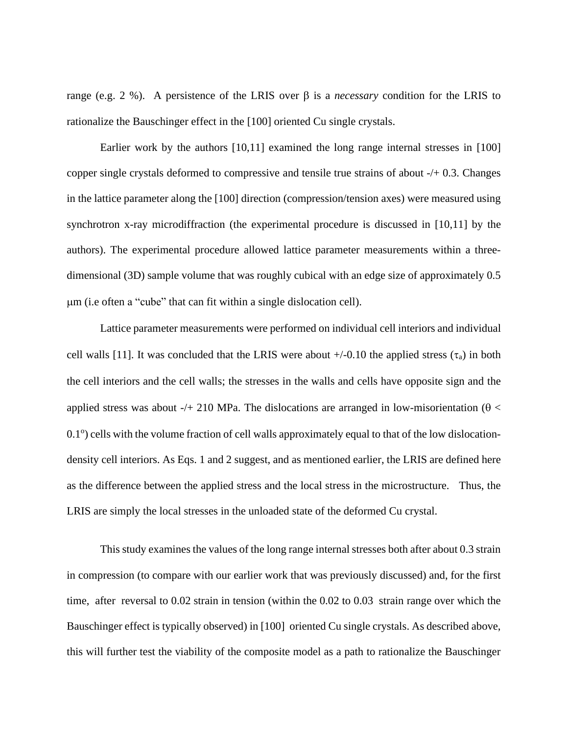range (e.g. 2 %). A persistence of the LRIS over $\beta$ is a *necessary* condition for the LRIS to rationalize the Bauschinger effect in the [100] oriented Cu single crystals.

Earlier work by the authors [10,11] examined the long range internal stresses in [100] copper single crystals deformed to compressive and tensile true strains of about -/+ 0.3. Changes in the lattice parameter along the [100] direction (compression/tension axes) were measured using synchrotron x-ray microdiffraction (the experimental procedure is discussed in [10,11] by the authors). The experimental procedure allowed lattice parameter measurements within a three-dimensional (3D) sample volume that was roughly cubical with an edge size of approximately 0.5 $\mu$m (i.e often a "cube" that can fit within a single dislocation cell).

Lattice parameter measurements were performed on individual cell interiors and individual cell walls [11]. It was concluded that the LRIS were about +/-0.10 the applied stress ($\tau_a$) in both the cell interiors and the cell walls; the stresses in the walls and cells have opposite sign and the applied stress was about -/+ 210 MPa. The dislocations are arranged in low-misorientation ($\theta < 0.1^o$) cells with the volume fraction of cell walls approximately equal to that of the low dislocation-density cell interiors. As Eqs. 1 and 2 suggest, and as mentioned earlier, the LRIS are defined here as the difference between the applied stress and the local stress in the microstructure. Thus, the LRIS are simply the local stresses in the unloaded state of the deformed Cu crystal.

This study examines the values of the long range internal stresses both after about 0.3 strain in compression (to compare with our earlier work that was previously discussed) and, for the first time, after reversal to 0.02 strain in tension (within the 0.02 to 0.03 strain range over which the Bauschinger effect is typically observed) in [100] oriented Cu single crystals. As described above, this will further test the viability of the composite model as a path to rationalize the Bauschinger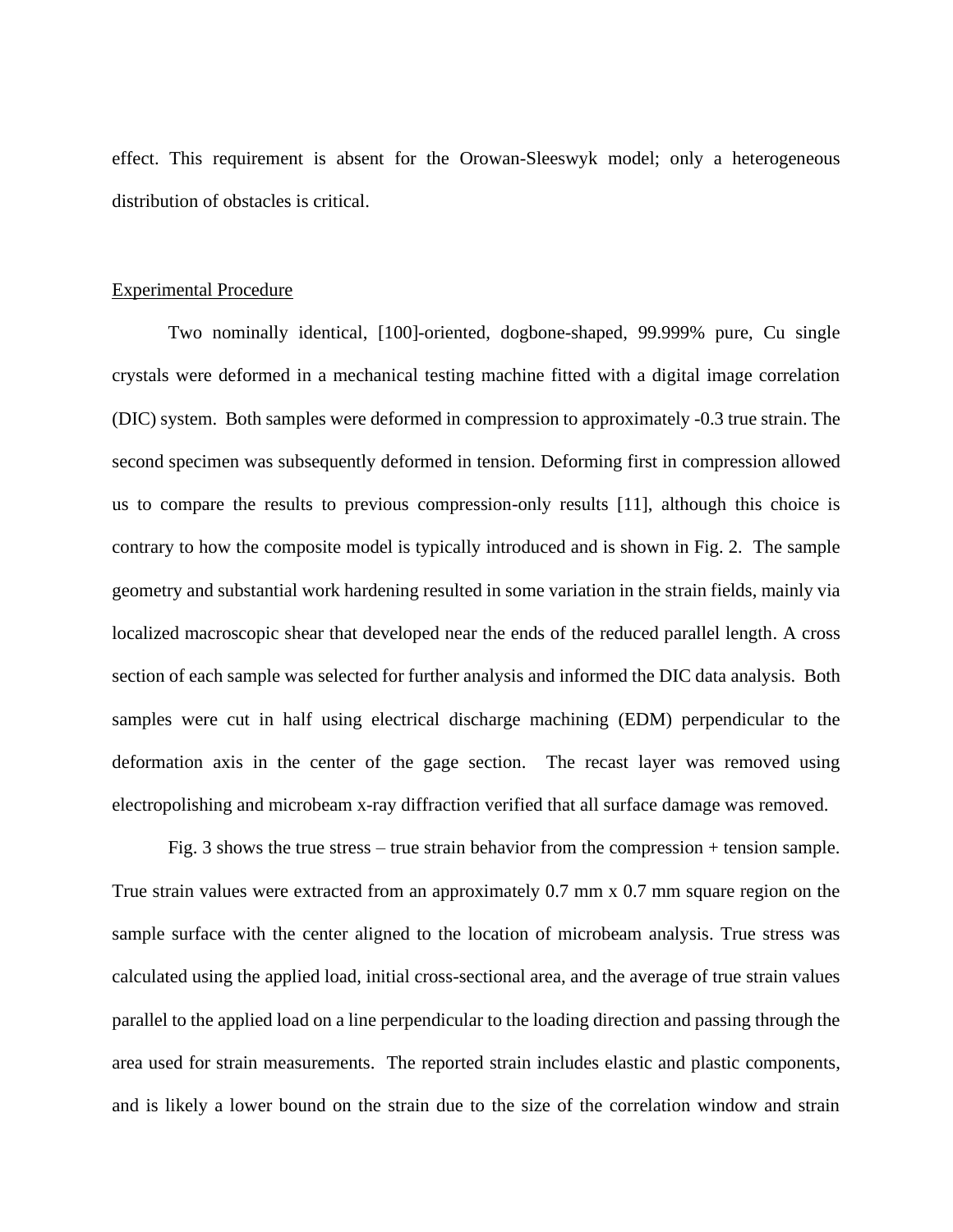effect. This requirement is absent for the Orowan-Sleeswyk model; only a heterogeneous distribution of obstacles is critical.

## Experimental Procedure

Two nominally identical, [100]-oriented, dogbone-shaped, 99.999% pure, Cu single crystals were deformed in a mechanical testing machine fitted with a digital image correlation (DIC) system. Both samples were deformed in compression to approximately -0.3 true strain. The second specimen was subsequently deformed in tension. Deforming first in compression allowed us to compare the results to previous compression-only results [11], although this choice is contrary to how the composite model is typically introduced and is shown in Fig. 2. The sample geometry and substantial work hardening resulted in some variation in the strain fields, mainly via localized macroscopic shear that developed near the ends of the reduced parallel length. A cross section of each sample was selected for further analysis and informed the DIC data analysis. Both samples were cut in half using electrical discharge machining (EDM) perpendicular to the deformation axis in the center of the gage section. The recast layer was removed using electropolishing and microbeam x-ray diffraction verified that all surface damage was removed.

Fig. 3 shows the true stress – true strain behavior from the compression + tension sample. True strain values were extracted from an approximately 0.7 mm x 0.7 mm square region on the sample surface with the center aligned to the location of microbeam analysis. True stress was calculated using the applied load, initial cross-sectional area, and the average of true strain values parallel to the applied load on a line perpendicular to the loading direction and passing through the area used for strain measurements. The reported strain includes elastic and plastic components, and is likely a lower bound on the strain due to the size of the correlation window and strain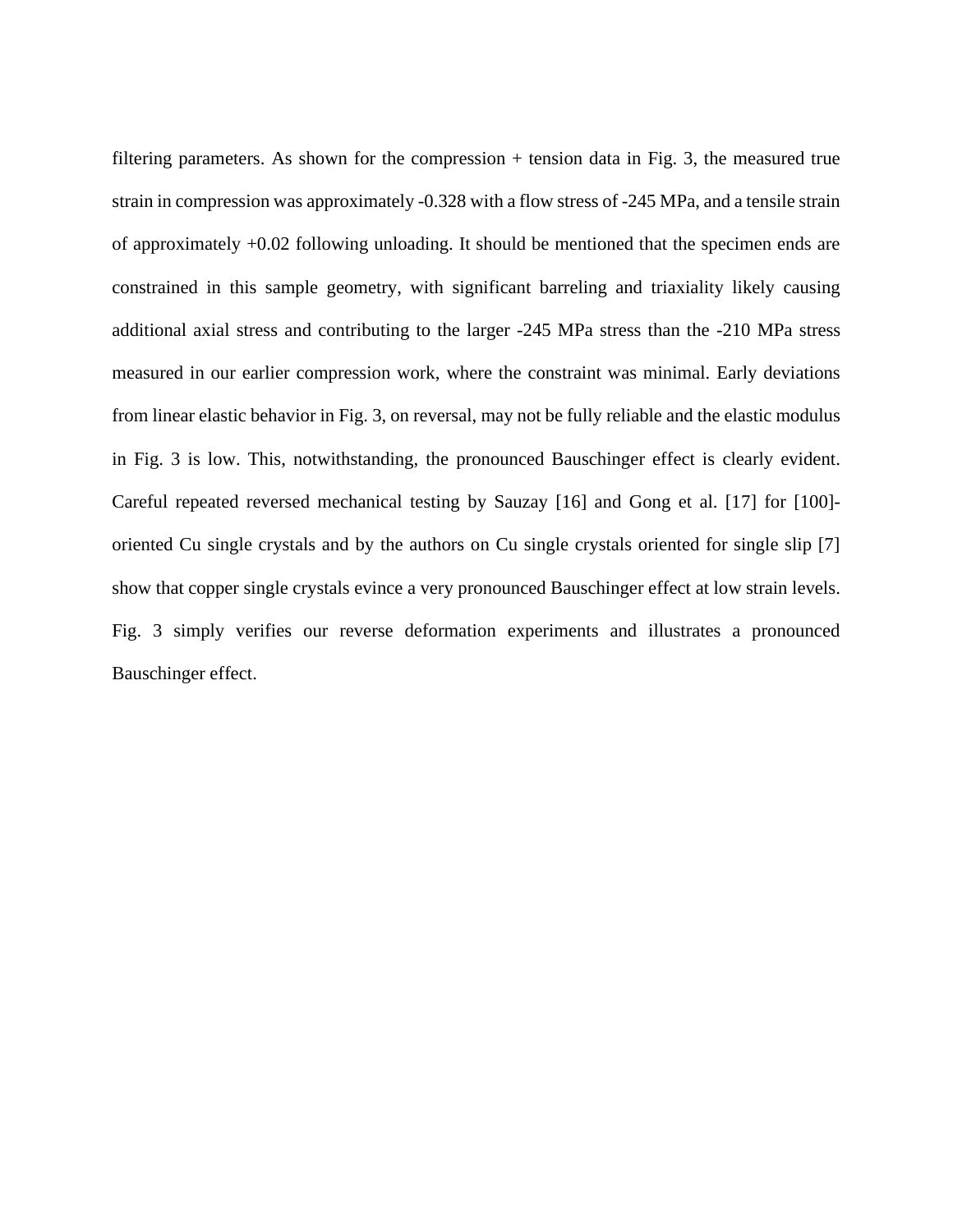filtering parameters. As shown for the compression + tension data in Fig. 3, the measured true strain in compression was approximately -0.328 with a flow stress of -245 MPa, and a tensile strain of approximately +0.02 following unloading. It should be mentioned that the specimen ends are constrained in this sample geometry, with significant barreling and triaxiality likely causing additional axial stress and contributing to the larger -245 MPa stress than the -210 MPa stress measured in our earlier compression work, where the constraint was minimal. Early deviations from linear elastic behavior in Fig. 3, on reversal, may not be fully reliable and the elastic modulus in Fig. 3 is low. This, notwithstanding, the pronounced Bauschinger effect is clearly evident. Careful repeated reversed mechanical testing by Sauzay [16] and Gong et al. [17] for [100]-oriented Cu single crystals and by the authors on Cu single crystals oriented for single slip [7] show that copper single crystals evince a very pronounced Bauschinger effect at low strain levels. Fig. 3 simply verifies our reverse deformation experiments and illustrates a pronounced Bauschinger effect.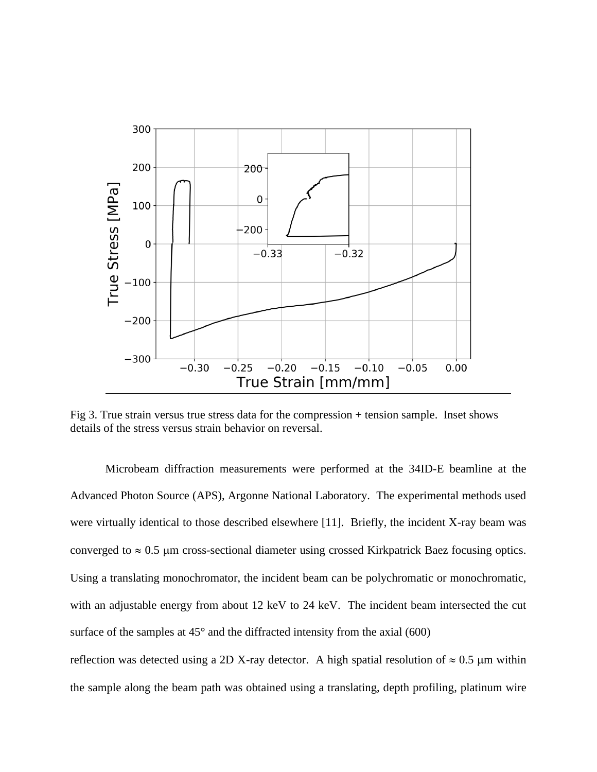Fig 3. True strain versus true stress data for the compression + tension sample. Inset shows details of the stress versus strain behavior on reversal.

Microbeam diffraction measurements were performed at the 34ID-E beamline at the Advanced Photon Source (APS), Argonne National Laboratory. The experimental methods used were virtually identical to those described elsewhere [11]. Briefly, the incident X-ray beam was converged to $\approx 0.5$ μm cross-sectional diameter using crossed Kirkpatrick Baez focusing optics. Using a translating monochromator, the incident beam can be polychromatic or monochromatic, with an adjustable energy from about 12 keV to 24 keV. The incident beam intersected the cut surface of the samples at 45° and the diffracted intensity from the axial (600) reflection was detected using a 2D X-ray detector. A high spatial resolution of $\approx 0.5$ μm within the sample along the beam path was obtained using a translating, depth profiling, platinum wire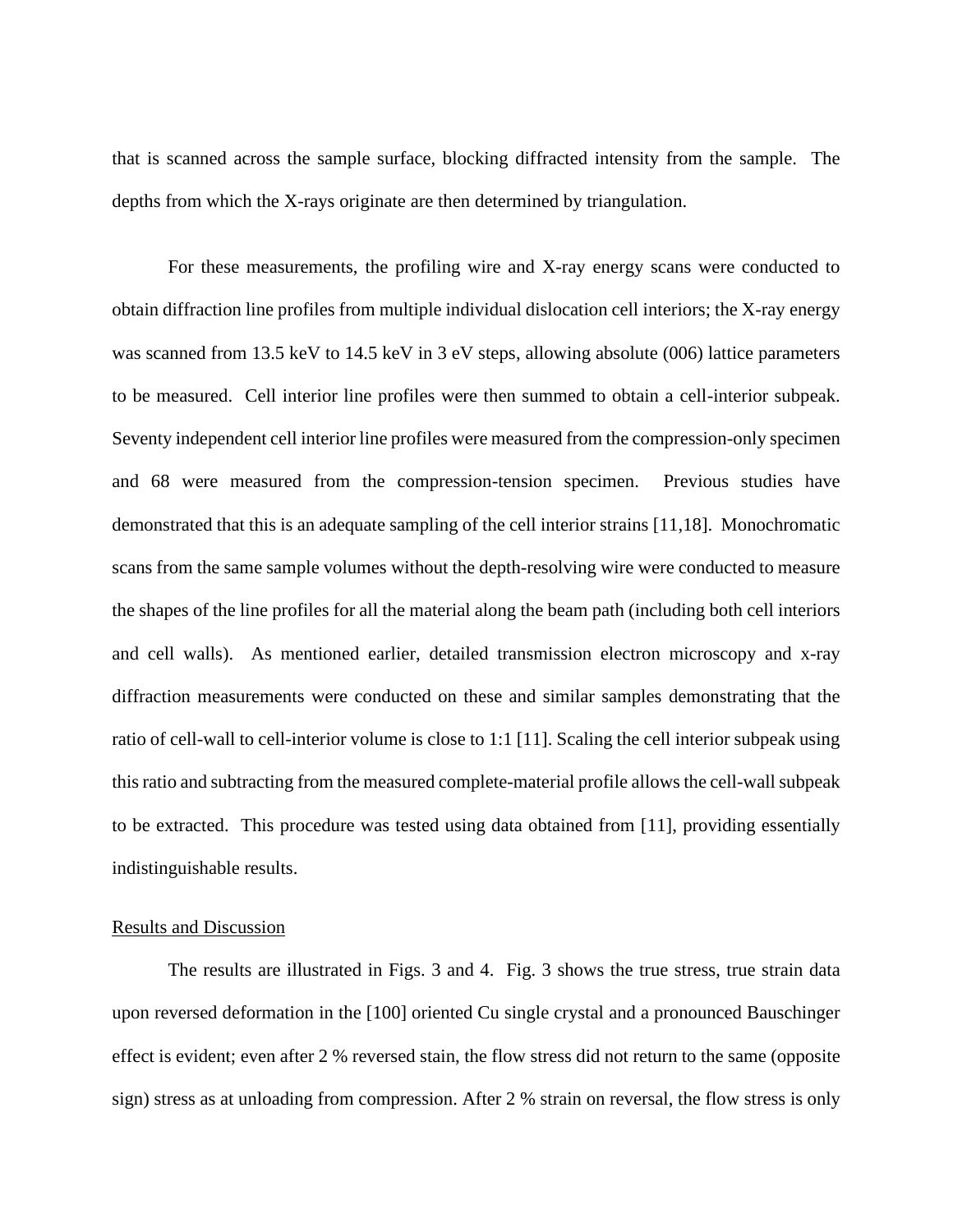that is scanned across the sample surface, blocking diffracted intensity from the sample. The depths from which the X-rays originate are then determined by triangulation.

For these measurements, the profiling wire and X-ray energy scans were conducted to obtain diffraction line profiles from multiple individual dislocation cell interiors; the X-ray energy was scanned from 13.5 keV to 14.5 keV in 3 eV steps, allowing absolute (006) lattice parameters to be measured. Cell interior line profiles were then summed to obtain a cell-interior subpeak. Seventy independent cell interior line profiles were measured from the compression-only specimen and 68 were measured from the compression-tension specimen. Previous studies have demonstrated that this is an adequate sampling of the cell interior strains [11,18]. Monochromatic scans from the same sample volumes without the depth-resolving wire were conducted to measure the shapes of the line profiles for all the material along the beam path (including both cell interiors and cell walls). As mentioned earlier, detailed transmission electron microscopy and x-ray diffraction measurements were conducted on these and similar samples demonstrating that the ratio of cell-wall to cell-interior volume is close to 1:1 [11]. Scaling the cell interior subpeak using this ratio and subtracting from the measured complete-material profile allows the cell-wall subpeak to be extracted. This procedure was tested using data obtained from [11], providing essentially indistinguishable results.

## Results and Discussion

The results are illustrated in Figs. 3 and 4. Fig. 3 shows the true stress, true strain data upon reversed deformation in the [100] oriented Cu single crystal and a pronounced Bauschinger effect is evident; even after 2 % reversed stain, the flow stress did not return to the same (opposite sign) stress as at unloading from compression. After 2 % strain on reversal, the flow stress is only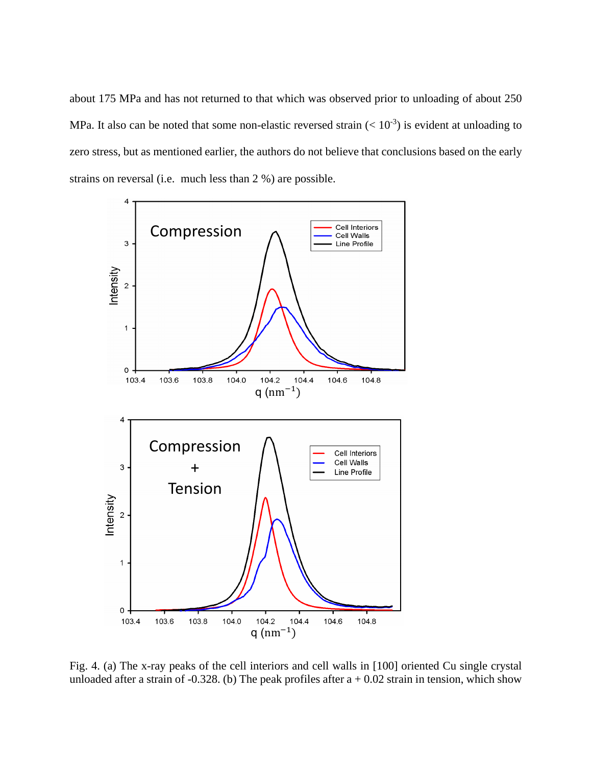about 175 MPa and has not returned to that which was observed prior to unloading of about 250 MPa. It also can be noted that some non-elastic reversed strain ($< 10^{-3}$) is evident at unloading to zero stress, but as mentioned earlier, the authors do not believe that conclusions based on the early strains on reversal (i.e. much less than 2 %) are possible.

Fig. 4. (a) The x-ray peaks of the cell interiors and cell walls in [100] oriented Cu single crystal unloaded after a strain of -0.328. (b) The peak profiles after a + 0.02 strain in tension, which show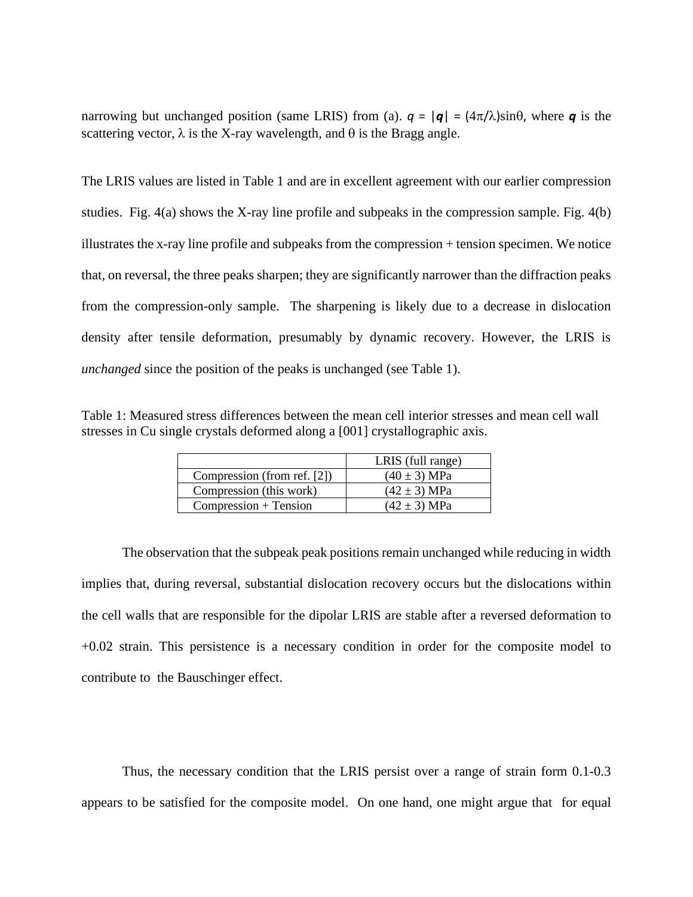narrowing but unchanged position (same LRIS) from (a). $q = |\mathbf{q}| = (4\pi/\lambda)\sin\theta$, where $\mathbf{q}$ is the scattering vector, $\lambda$ is the X-ray wavelength, and $\theta$ is the Bragg angle.

The LRIS values are listed in Table 1 and are in excellent agreement with our earlier compression studies. Fig. 4(a) shows the X-ray line profile and subpeaks in the compression sample. Fig. 4(b) illustrates the x-ray line profile and subpeaks from the compression + tension specimen. We notice that, on reversal, the three peaks sharpen; they are significantly narrower than the diffraction peaks from the compression-only sample. The sharpening is likely due to a decrease in dislocation density after tensile deformation, presumably by dynamic recovery. However, the LRIS is *unchanged* since the position of the peaks is unchanged (see Table 1).

Table 1: Measured stress differences between the mean cell interior stresses and mean cell wall stresses in Cu single crystals deformed along a [001] crystallographic axis.

| | LRIS (full range) |
|---|---|
| Compression (from ref. [2]) | (40 ± 3) MPa |
| Compression (this work) | (42 ± 3) MPa |
| Compression + Tension | (42 ± 3) MPa |

The observation that the subpeak peak positions remain unchanged while reducing in width implies that, during reversal, substantial dislocation recovery occurs but the dislocations within the cell walls that are responsible for the dipolar LRIS are stable after a reversed deformation to +0.02 strain. This persistence is a necessary condition in order for the composite model to contribute to the Bauschinger effect.

Thus, the necessary condition that the LRIS persist over a range of strain form 0.1-0.3 appears to be satisfied for the composite model. On one hand, one might argue that for equal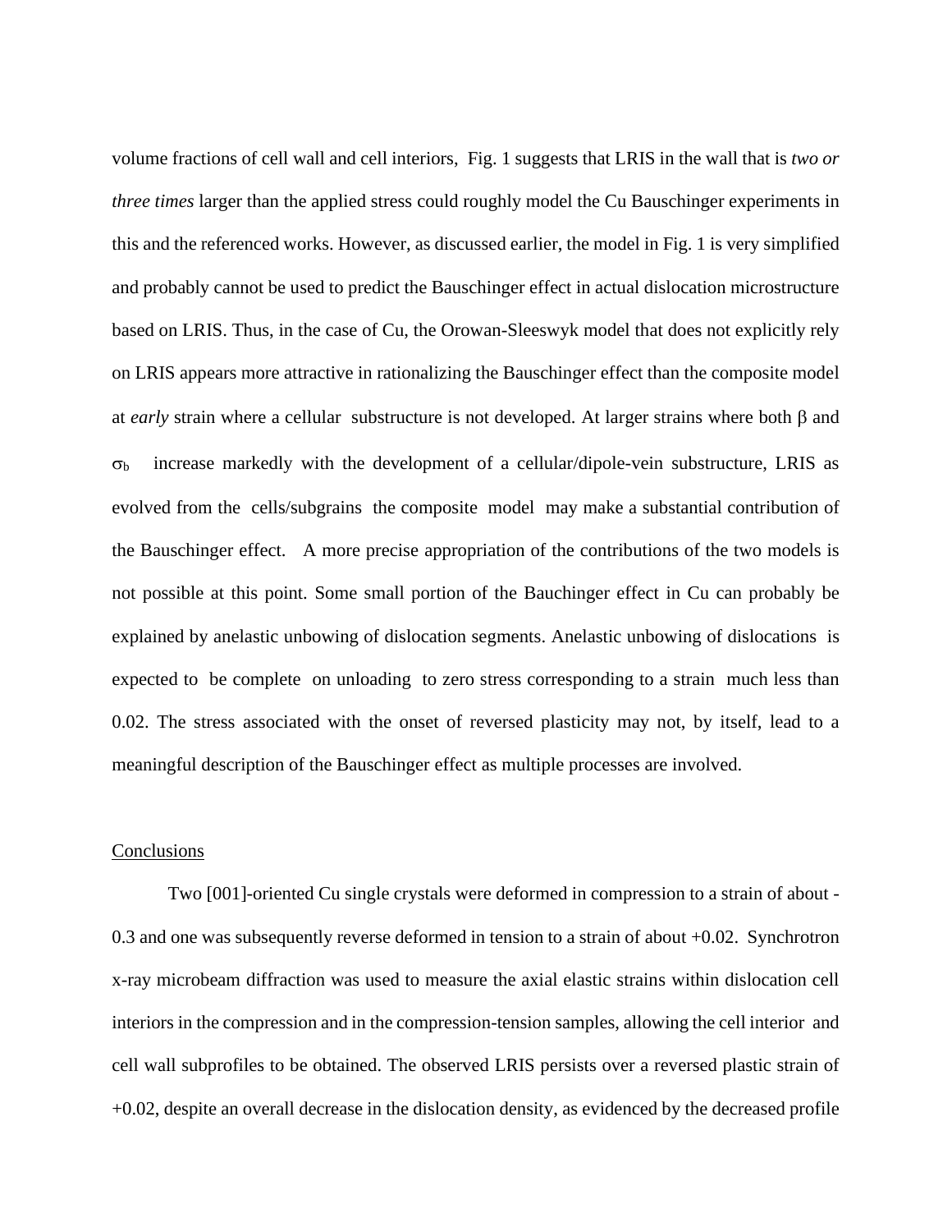volume fractions of cell wall and cell interiors, Fig. 1 suggests that LRIS in the wall that is *two or three times* larger than the applied stress could roughly model the Cu Bauschinger experiments in this and the referenced works. However, as discussed earlier, the model in Fig. 1 is very simplified and probably cannot be used to predict the Bauschinger effect in actual dislocation microstructure based on LRIS. Thus, in the case of Cu, the Orowan-Sleeswyk model that does not explicitly rely on LRIS appears more attractive in rationalizing the Bauschinger effect than the composite model at *early* strain where a cellular substructure is not developed. At larger strains where both $\beta$ and $\sigma_b$ increase markedly with the development of a cellular/dipole-vein substructure, LRIS as evolved from the cells/subgrains the composite model may make a substantial contribution of the Bauschinger effect. A more precise appropriation of the contributions of the two models is not possible at this point. Some small portion of the Bauchinger effect in Cu can probably be explained by anelastic unbowing of dislocation segments. Anelastic unbowing of dislocations is expected to be complete on unloading to zero stress corresponding to a strain much less than 0.02. The stress associated with the onset of reversed plasticity may not, by itself, lead to a meaningful description of the Bauschinger effect as multiple processes are involved.

## Conclusions

Two [001]-oriented Cu single crystals were deformed in compression to a strain of about -0.3 and one was subsequently reverse deformed in tension to a strain of about +0.02. Synchrotron x-ray microbeam diffraction was used to measure the axial elastic strains within dislocation cell interiors in the compression and in the compression-tension samples, allowing the cell interior and cell wall subprofiles to be obtained. The observed LRIS persists over a reversed plastic strain of +0.02, despite an overall decrease in the dislocation density, as evidenced by the decreased profile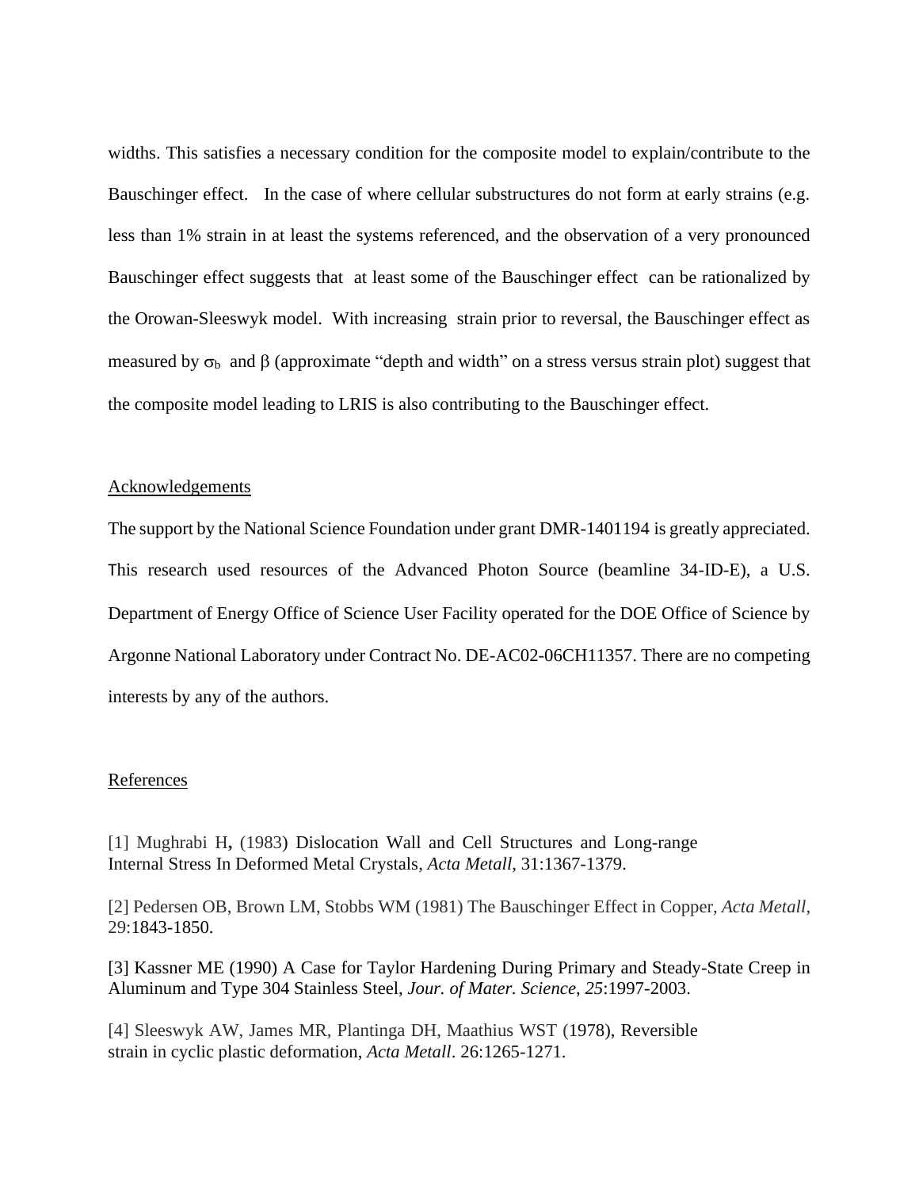widths. This satisfies a necessary condition for the composite model to explain/contribute to the Bauschinger effect. In the case of where cellular substructures do not form at early strains (e.g. less than 1% strain in at least the systems referenced, and the observation of a very pronounced Bauschinger effect suggests that at least some of the Bauschinger effect can be rationalized by the Orowan-Sleeswyk model. With increasing strain prior to reversal, the Bauschinger effect as measured by $\sigma_b$ and $\beta$ (approximate "depth and width" on a stress versus strain plot) suggest that the composite model leading to LRIS is also contributing to the Bauschinger effect.

## Acknowledgements

The support by the National Science Foundation under grant DMR-1401194 is greatly appreciated. This research used resources of the Advanced Photon Source (beamline 34-ID-E), a U.S. Department of Energy Office of Science User Facility operated for the DOE Office of Science by Argonne National Laboratory under Contract No. DE-AC02-06CH11357. There are no competing interests by any of the authors.

## References

[1] Mughrabi H, (1983) Dislocation Wall and Cell Structures and Long-range Internal Stress In Deformed Metal Crystals, *Acta Metall*, 31:1367-1379.

[2] Pedersen OB, Brown LM, Stobbs WM (1981) The Bauschinger Effect in Copper, *Acta Metall*, 29:1843-1850.

[3] Kassner ME (1990) A Case for Taylor Hardening During Primary and Steady-State Creep in Aluminum and Type 304 Stainless Steel, *Jour. of Mater. Science*, *25*:1997-2003.

[4] Sleeswyk AW, James MR, Plantinga DH, Maathius WST (1978), Reversible strain in cyclic plastic deformation, *Acta Metall*. 26:1265-1271.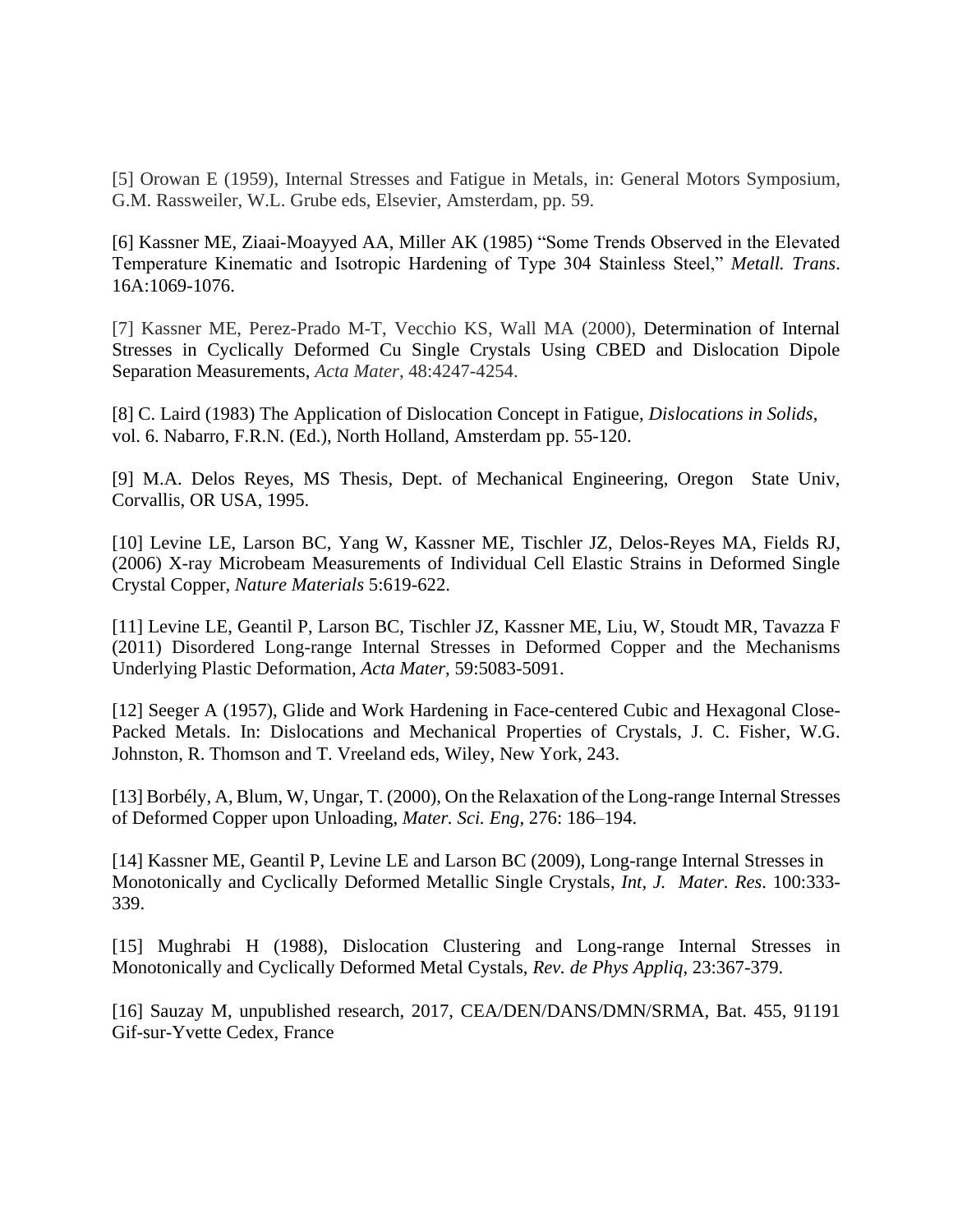[5] Orowan E (1959), Internal Stresses and Fatigue in Metals, in: General Motors Symposium, G.M. Rassweiler, W.L. Grube eds, Elsevier, Amsterdam, pp. 59.

[6] Kassner ME, Ziaai-Moayyed AA, Miller AK (1985) "Some Trends Observed in the Elevated Temperature Kinematic and Isotropic Hardening of Type 304 Stainless Steel," *Metall. Trans*. 16A:1069-1076.

[7] Kassner ME, Perez-Prado M-T, Vecchio KS, Wall MA (2000), Determination of Internal Stresses in Cyclically Deformed Cu Single Crystals Using CBED and Dislocation Dipole Separation Measurements, *Acta Mater*, 48:4247-4254.

[8] C. Laird (1983) The Application of Dislocation Concept in Fatigue, *Dislocations in Solids*, vol. 6. Nabarro, F.R.N. (Ed.), North Holland, Amsterdam pp. 55-120.

[9] M.A. Delos Reyes, MS Thesis, Dept. of Mechanical Engineering, Oregon State Univ, Corvallis, OR USA, 1995.

[10] Levine LE, Larson BC, Yang W, Kassner ME, Tischler JZ, Delos-Reyes MA, Fields RJ, (2006) X-ray Microbeam Measurements of Individual Cell Elastic Strains in Deformed Single Crystal Copper, *Nature Materials* 5:619-622.

[11] Levine LE, Geantil P, Larson BC, Tischler JZ, Kassner ME, Liu, W, Stoudt MR, Tavazza F (2011) Disordered Long-range Internal Stresses in Deformed Copper and the Mechanisms Underlying Plastic Deformation, *Acta Mater*, 59:5083-5091.

[12] Seeger A (1957), Glide and Work Hardening in Face-centered Cubic and Hexagonal Close-Packed Metals. In: Dislocations and Mechanical Properties of Crystals, J. C. Fisher, W.G. Johnston, R. Thomson and T. Vreeland eds, Wiley, New York, 243.

[13] Borbély, A, Blum, W, Ungar, T. (2000), On the Relaxation of the Long-range Internal Stresses of Deformed Copper upon Unloading, *Mater. Sci. Eng*, 276: 186–194.

[14] Kassner ME, Geantil P, Levine LE and Larson BC (2009), Long-range Internal Stresses in Monotonically and Cyclically Deformed Metallic Single Crystals, *Int, J. Mater. Res*. 100:333-339.

[15] Mughrabi H (1988), Dislocation Clustering and Long-range Internal Stresses in Monotonically and Cyclically Deformed Metal Cystals, *Rev. de Phys Appliq*, 23:367-379.

[16] Sauzay M, unpublished research, 2017, CEA/DEN/DANS/DMN/SRMA, Bat. 455, 91191 Gif-sur-Yvette Cedex, France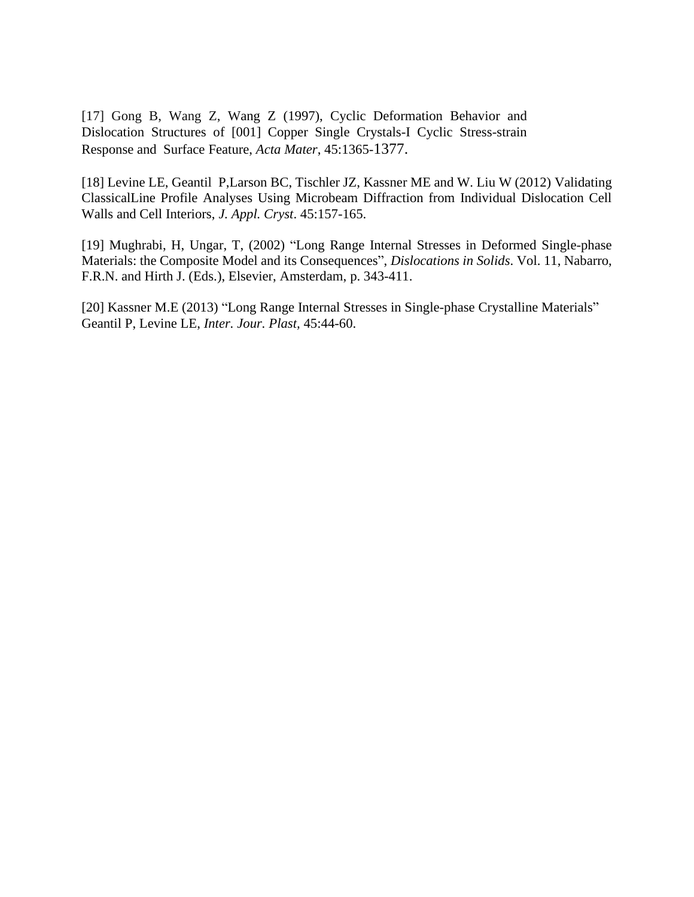[17] Gong B, Wang Z, Wang Z (1997), Cyclic Deformation Behavior and Dislocation Structures of [001] Copper Single Crystals-I Cyclic Stress-strain Response and Surface Feature, *Acta Mater*, 45:1365-1377.

[18] Levine LE, Geantil P,Larson BC, Tischler JZ, Kassner ME and W. Liu W (2012) Validating ClassicalLine Profile Analyses Using Microbeam Diffraction from Individual Dislocation Cell Walls and Cell Interiors, *J. Appl. Cryst*. 45:157-165.

[19] Mughrabi, H, Ungar, T, (2002) "Long Range Internal Stresses in Deformed Single-phase Materials: the Composite Model and its Consequences", *Dislocations in Solids*. Vol. 11, Nabarro, F.R.N. and Hirth J. (Eds.), Elsevier, Amsterdam, p. 343-411.

[20] Kassner M.E (2013) "Long Range Internal Stresses in Single-phase Crystalline Materials" Geantil P, Levine LE, *Inter. Jour. Plast,* 45:44-60.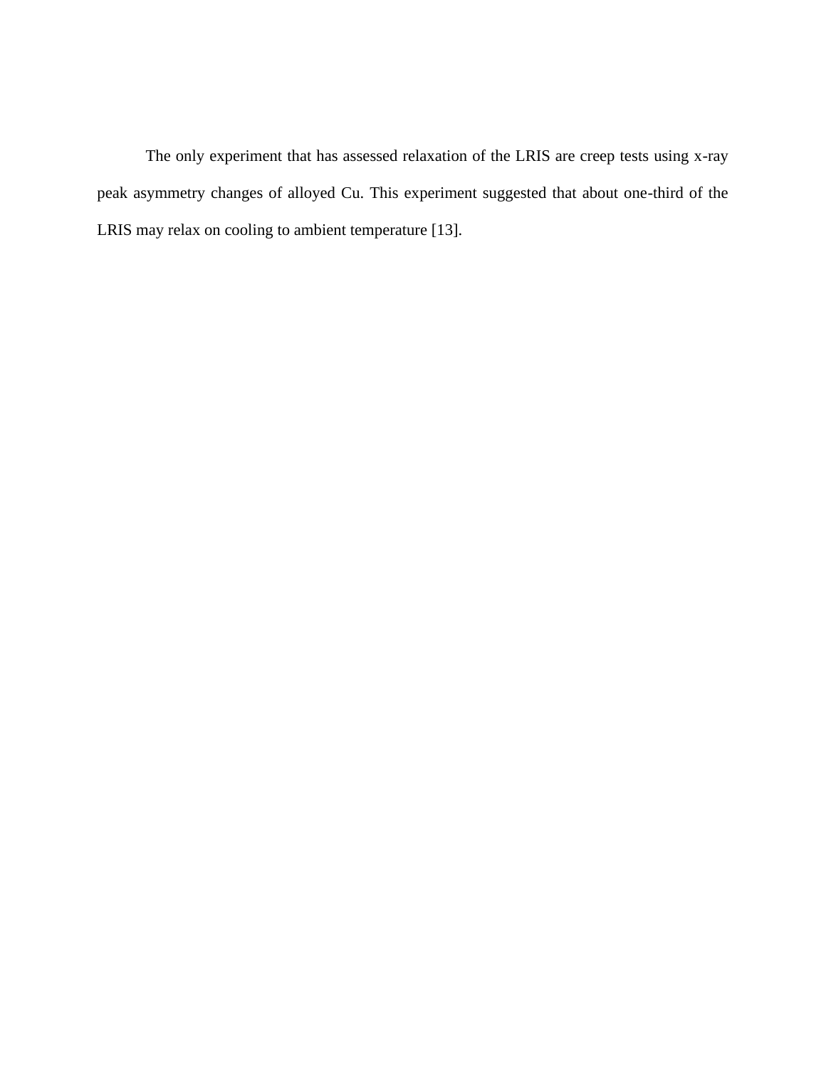The only experiment that has assessed relaxation of the LRIS are creep tests using x-ray peak asymmetry changes of alloyed Cu. This experiment suggested that about one-third of the LRIS may relax on cooling to ambient temperature [13].